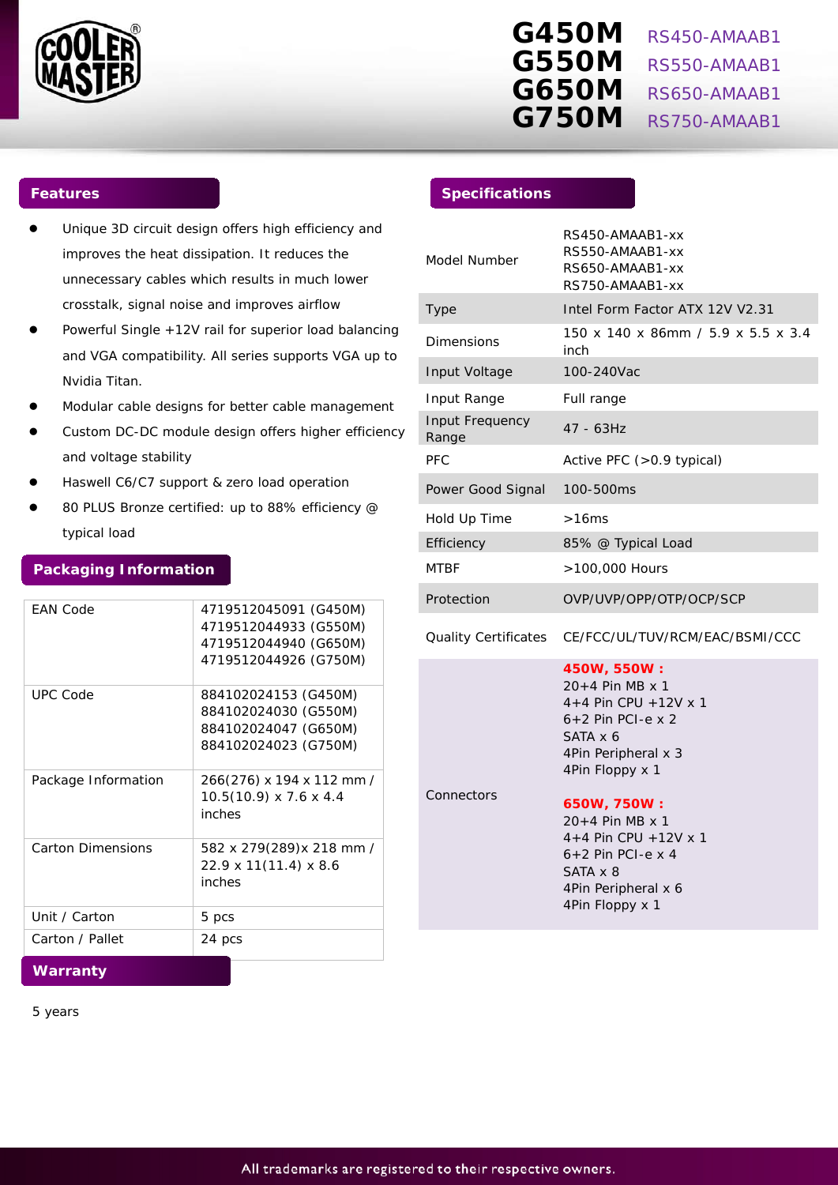# G450M RS450-AMAAB1
# G550M RS550-AMAAB1
# G650M RS650-AMAAB1
# G750M RS750-AMAAB1

## Features

- Unique 3D circuit design offers high efficiency and improves the heat dissipation. It reduces the unnecessary cables which results in much lower crosstalk, signal noise and improves airflow
- Powerful Single +12V rail for superior load balancing and VGA compatibility. All series supports VGA up to Nvidia Titan.
- Modular cable designs for better cable management
- Custom DC-DC module design offers higher efficiency and voltage stability
- Haswell C6/C7 support & zero load operation
- 80 PLUS Bronze certified: up to 88% efficiency @ typical load

## Packaging Information

| | |
|---|---|
| EAN Code | 4719512045091 (G450M)<br>4719512044933 (G550M)<br>4719512044940 (G650M)<br>4719512044926 (G750M) |
| UPC Code | 884102024153 (G450M)<br>884102024030 (G550M)<br>884102024047 (G650M)<br>884102024023 (G750M) |
| Package Information | 266(276) x 194 x 112 mm / 10.5(10.9) x 7.6 x 4.4 inches |
| Carton Dimensions | 582 x 279(289)x 218 mm / 22.9 x 11(11.4) x 8.6 inches |
| Unit / Carton | 5 pcs |
| Carton / Pallet | 24 pcs |

## Warranty

5 years

## Specifications

| | |
|---|---|
| Model Number | RS450-AMAAB1-xx<br>RS550-AMAAB1-xx<br>RS650-AMAAB1-xx<br>RS750-AMAAB1-xx |
| Type | Intel Form Factor ATX 12V V2.31 |
| Dimensions | 150 x 140 x 86mm / 5.9 x 5.5 x 3.4 inch |
| Input Voltage | 100-240Vac |
| Input Range | Full range |
| Input Frequency Range | 47 - 63Hz |
| PFC | Active PFC (>0.9 typical) |
| Power Good Signal | 100-500ms |
| Hold Up Time | >16ms |
| Efficiency | 85% @ Typical Load |
| MTBF | >100,000 Hours |
| Protection | OVP/UVP/OPP/OTP/OCP/SCP |
| Quality Certificates | CE/FCC/UL/TUV/RCM/EAC/BSMI/CCC |
| Connectors | **450W, 550W :**<br>20+4 Pin MB x 1<br>4+4 Pin CPU +12V x 1<br>6+2 Pin PCI-e x 2<br>SATA x 6<br>4Pin Peripheral x 3<br>4Pin Floppy x 1<br><br>**650W, 750W :**<br>20+4 Pin MB x 1<br>4+4 Pin CPU +12V x 1<br>6+2 Pin PCI-e x 4<br>SATA x 8<br>4Pin Peripheral x 6<br>4Pin Floppy x 1 |

All trademarks are registered to their respective owners.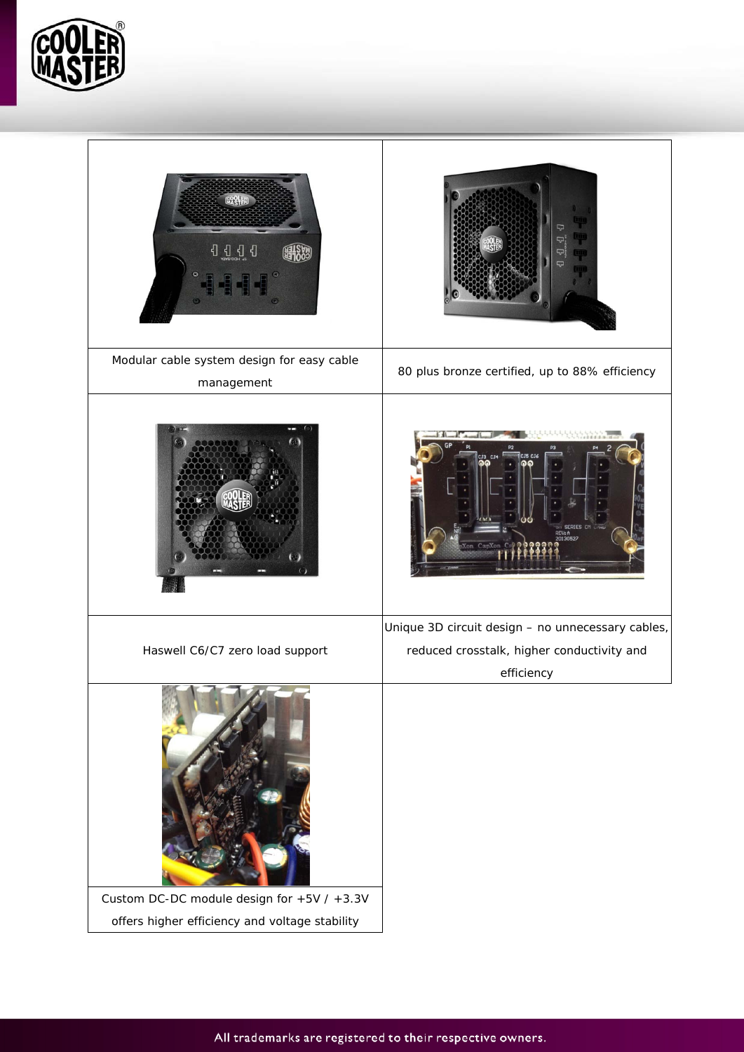| Modular cable system design for easy cable management | 80 plus bronze certified, up to 88% efficiency |
| --- | --- |
| Haswell C6/C7 zero load support | Unique 3D circuit design – no unnecessary cables, reduced crosstalk, higher conductivity and efficiency |
| Custom DC-DC module design for +5V / +3.3V offers higher efficiency and voltage stability | |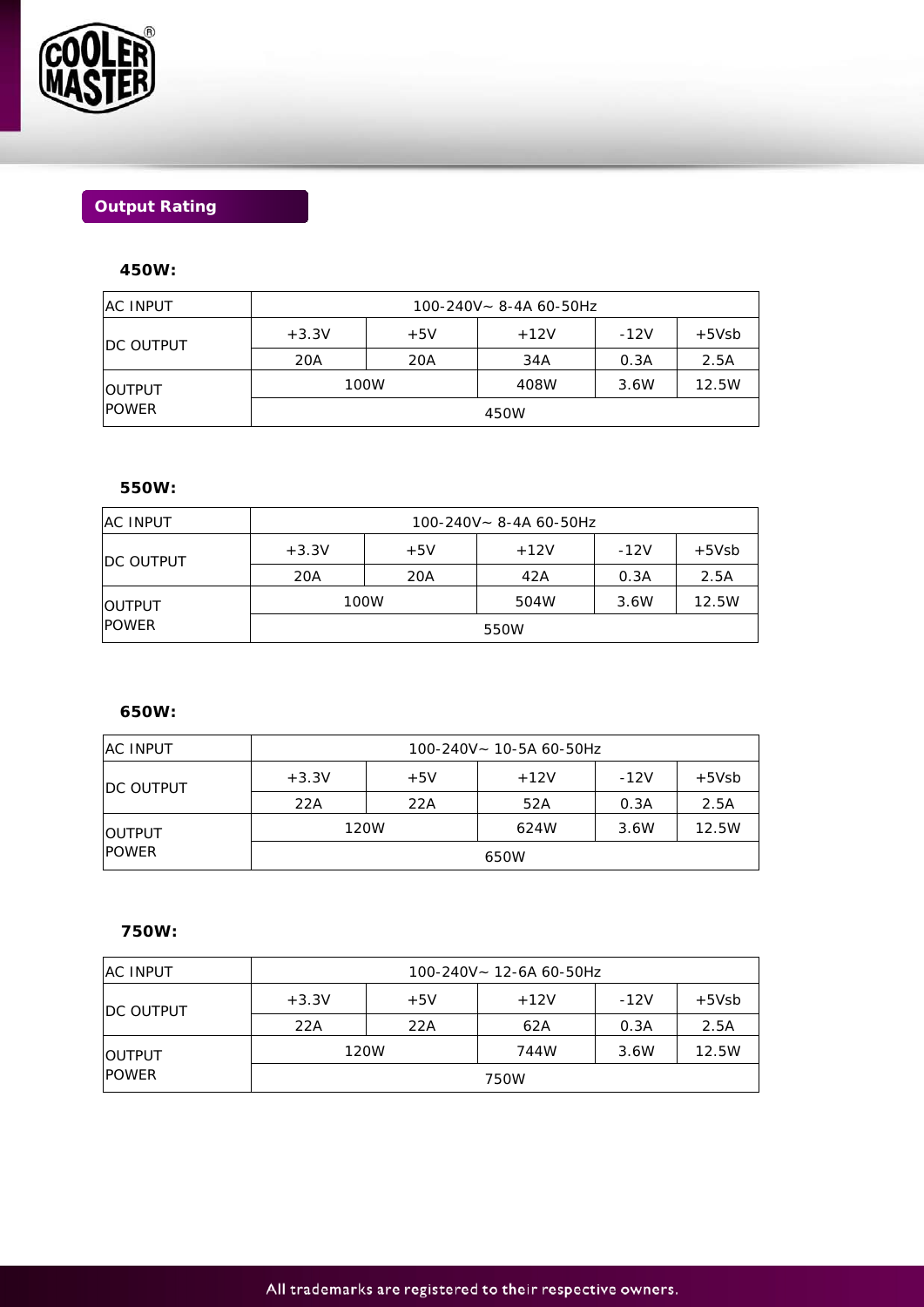## Output Rating

### 450W:

| AC INPUT | 100-240V~ 8-4A 60-50Hz | | | | |
|---|---|---|---|---|---|
| DC OUTPUT | +3.3V | +5V | +12V | -12V | +5Vsb |
| | 20A | 20A | 34A | 0.3A | 2.5A |
| OUTPUT POWER | 100W | | 408W | 3.6W | 12.5W |
| | 450W | | | | |

### 550W:

| AC INPUT | 100-240V~ 8-4A 60-50Hz | | | | |
|---|---|---|---|---|---|
| DC OUTPUT | +3.3V | +5V | +12V | -12V | +5Vsb |
| | 20A | 20A | 42A | 0.3A | 2.5A |
| OUTPUT POWER | 100W | | 504W | 3.6W | 12.5W |
| | 550W | | | | |

### 650W:

| AC INPUT | 100-240V~ 10-5A 60-50Hz | | | | |
|---|---|---|---|---|---|
| DC OUTPUT | +3.3V | +5V | +12V | -12V | +5Vsb |
| | 22A | 22A | 52A | 0.3A | 2.5A |
| OUTPUT POWER | 120W | | 624W | 3.6W | 12.5W |
| | 650W | | | | |

### 750W:

| AC INPUT | 100-240V~ 12-6A 60-50Hz | | | | |
|---|---|---|---|---|---|
| DC OUTPUT | +3.3V | +5V | +12V | -12V | +5Vsb |
| | 22A | 22A | 62A | 0.3A | 2.5A |
| OUTPUT POWER | 120W | | 744W | 3.6W | 12.5W |
| | 750W | | | | |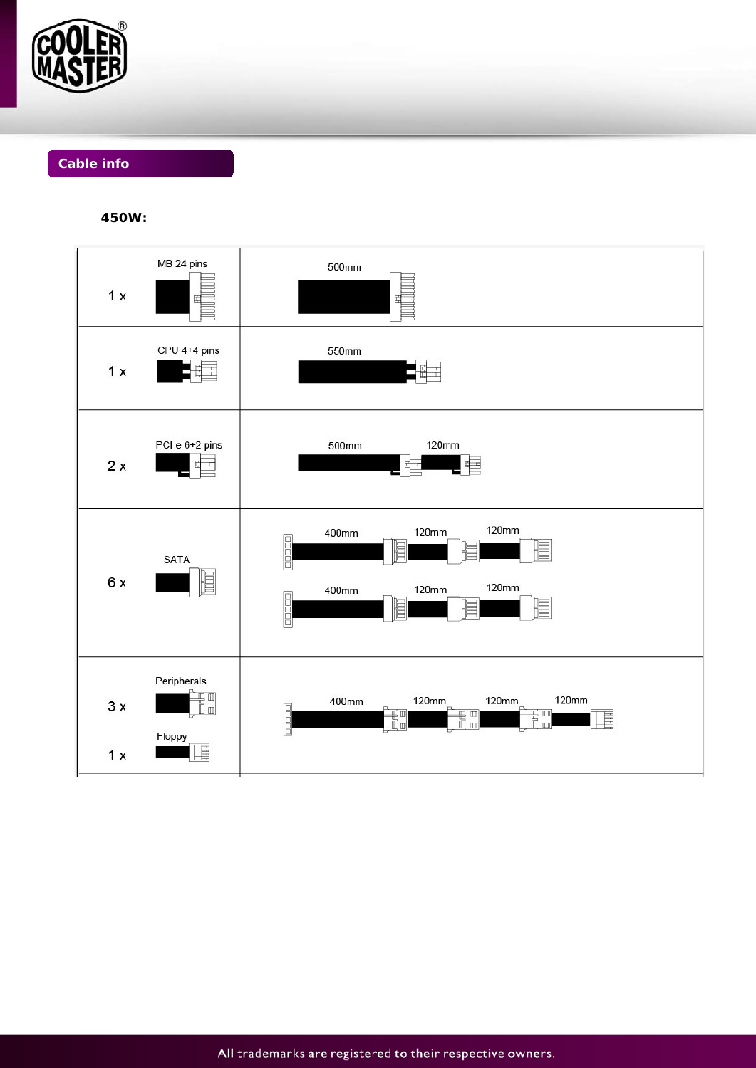## Cable info

**450W:**

| Quantity | Connector | Cable length |
|---|---|---|
| 1 x | MB 24 pins | 500mm |
| 1 x | CPU 4+4 pins | 550mm |
| 2 x | PCI-e 6+2 pins | 500mm, 120mm |
| 6 x | SATA | 400mm, 120mm, 120mm<br>400mm, 120mm, 120mm |
| 3 x | Peripherals | 400mm, 120mm, 120mm, 120mm |
| 1 x | Floppy | |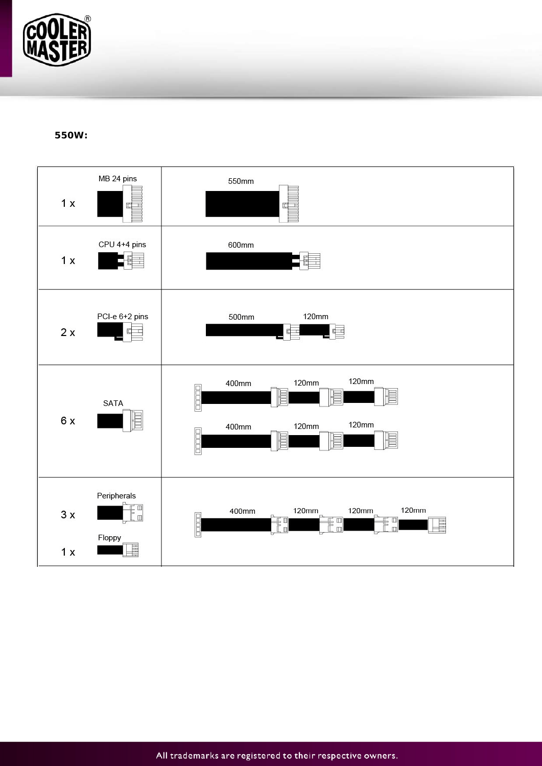**550W:**

| | | |
|---|---|---|
| 1 x | MB 24 pins | 550mm |
| 1 x | CPU 4+4 pins | 600mm |
| 2 x | PCI-e 6+2 pins | 500mm, 120mm |
| 6 x | SATA | 400mm, 120mm, 120mm<br>400mm, 120mm, 120mm |
| 3 x<br>1 x | Peripherals<br>Floppy | 400mm, 120mm, 120mm, 120mm |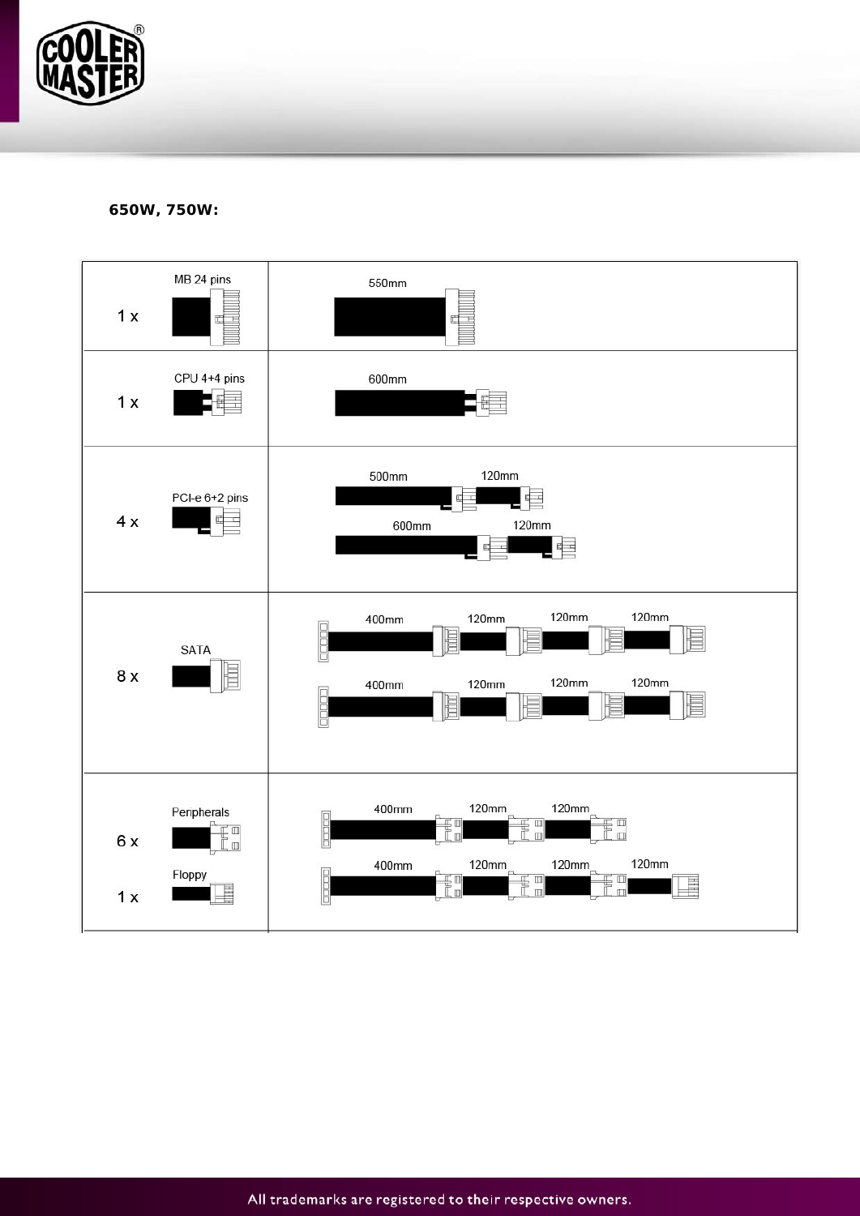**650W, 750W:**

| | | |
|---|---|---|
| 1 x | MB 24 pins | 550mm |
| 1 x | CPU 4+4 pins | 600mm |
| 4 x | PCI-e 6+2 pins | 500mm 120mm<br>600mm 120mm |
| 8 x | SATA | 400mm 120mm 120mm 120mm<br>400mm 120mm 120mm 120mm |
| 6 x<br>1 x | Peripherals<br>Floppy | 400mm 120mm 120mm<br>400mm 120mm 120mm 120mm |